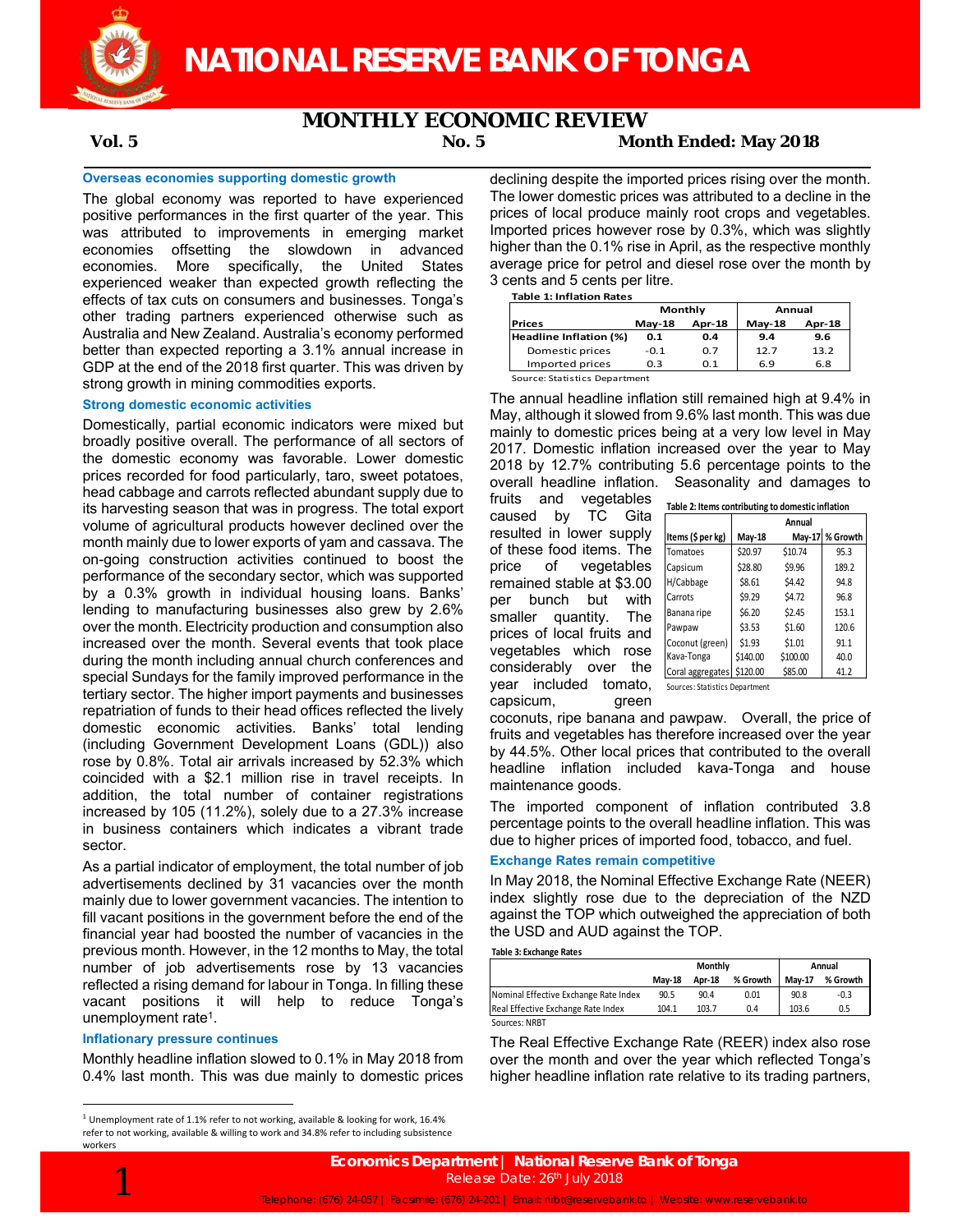# NATIONAL RESERVE BANK OF TONGA

## MONTHLY ECONOMIC REVIEW

**Vol. 5** **No. 5** **Month Ended: May 2018**

### Overseas economies supporting domestic growth

The global economy was reported to have experienced positive performances in the first quarter of the year. This was attributed to improvements in emerging market economies offsetting the slowdown in advanced economies. More specifically, the United States experienced weaker than expected growth reflecting the effects of tax cuts on consumers and businesses. Tonga's other trading partners experienced otherwise such as Australia and New Zealand. Australia's economy performed better than expected reporting a 3.1% annual increase in GDP at the end of the 2018 first quarter. This was driven by strong growth in mining commodities exports.

### Strong domestic economic activities

Domestically, partial economic indicators were mixed but broadly positive overall. The performance of all sectors of the domestic economy was favorable. Lower domestic prices recorded for food particularly, taro, sweet potatoes, head cabbage and carrots reflected abundant supply due to its harvesting season that was in progress. The total export volume of agricultural products however declined over the month mainly due to lower exports of yam and cassava. The on-going construction activities continued to boost the performance of the secondary sector, which was supported by a 0.3% growth in individual housing loans. Banks' lending to manufacturing businesses also grew by 2.6% over the month. Electricity production and consumption also increased over the month. Several events that took place during the month including annual church conferences and special Sundays for the family improved performance in the tertiary sector. The higher import payments and businesses repatriation of funds to their head offices reflected the lively domestic economic activities. Banks' total lending (including Government Development Loans (GDL)) also rose by 0.8%. Total air arrivals increased by 52.3% which coincided with a $2.1 million rise in travel receipts. In addition, the total number of container registrations increased by 105 (11.2%), solely due to a 27.3% increase in business containers which indicates a vibrant trade sector.

As a partial indicator of employment, the total number of job advertisements declined by 31 vacancies over the month mainly due to lower government vacancies. The intention to fill vacant positions in the government before the end of the financial year had boosted the number of vacancies in the previous month. However, in the 12 months to May, the total number of job advertisements rose by 13 vacancies reflected a rising demand for labour in Tonga. In filling these vacant positions it will help to reduce Tonga's unemployment rate[1].

### Inflationary pressure continues

Monthly headline inflation slowed to 0.1% in May 2018 from 0.4% last month. This was due mainly to domestic prices declining despite the imported prices rising over the month. The lower domestic prices was attributed to a decline in the prices of local produce mainly root crops and vegetables. Imported prices however rose by 0.3%, which was slightly higher than the 0.1% rise in April, as the respective monthly average price for petrol and diesel rose over the month by 3 cents and 5 cents per litre.

**Table 1: Inflation Rates**

| Prices | Monthly | | Annual | |
|---|---|---|---|---|
| | May-18 | Apr-18 | May-18 | Apr-18 |
| **Headline Inflation (%)** | **0.1** | **0.4** | **9.4** | **9.6** |
| Domestic prices | -0.1 | 0.7 | 12.7 | 13.2 |
| Imported prices | 0.3 | 0.1 | 6.9 | 6.8 |

Source: Statistics Department

The annual headline inflation still remained high at 9.4% in May, although it slowed from 9.6% last month. This was due mainly to domestic prices being at a very low level in May 2017. Domestic inflation increased over the year to May 2018 by 12.7% contributing 5.6 percentage points to the overall headline inflation. Seasonality and damages to fruits and vegetables caused by TC Gita resulted in lower supply of these food items. The price of vegetables remained stable at $3.00 per bunch but with smaller quantity. The prices of local fruits and vegetables which rose considerably over the year included tomato, capsicum, green coconuts, ripe banana and pawpaw. Overall, the price of fruits and vegetables has therefore increased over the year by 44.5%. Other local prices that contributed to the overall headline inflation included kava-Tonga and house maintenance goods.

**Table 2: Items contributing to domestic inflation**

| Items ($ per kg) | Annual | | |
|---|---|---|---|
| | May-18 | May-17 | % Growth |
| Tomatoes | $20.97 | $10.74 | 95.3 |
| Capsicum | $28.80 | $9.96 | 189.2 |
| H/Cabbage | $8.61 | $4.42 | 94.8 |
| Carrots | $9.29 | $4.72 | 96.8 |
| Banana ripe | $6.20 | $2.45 | 153.1 |
| Pawpaw | $3.53 | $1.60 | 120.6 |
| Coconut (green) | $1.93 | $1.01 | 91.1 |
| Kava-Tonga | $140.00 | $100.00 | 40.0 |
| Coral aggregates | $120.00 | $85.00 | 41.2 |

Sources: Statistics Department

The imported component of inflation contributed 3.8 percentage points to the overall headline inflation. This was due to higher prices of imported food, tobacco, and fuel.

### Exchange Rates remain competitive

In May 2018, the Nominal Effective Exchange Rate (NEER) index slightly rose due to the depreciation of the NZD against the TOP which outweighed the appreciation of both the USD and AUD against the TOP.

**Table 3: Exchange Rates**

| | Monthly | | | Annual | |
|---|---|---|---|---|---|
| | May-18 | Apr-18 | % Growth | May-17 | % Growth |
| Nominal Effective Exchange Rate Index | 90.5 | 90.4 | 0.01 | 90.8 | -0.3 |
| Real Effective Exchange Rate Index | 104.1 | 103.7 | 0.4 | 103.6 | 0.5 |

Sources: NRBT

The Real Effective Exchange Rate (REER) index also rose over the month and over the year which reflected Tonga's higher headline inflation rate relative to its trading partners,

[1] Unemployment rate of 1.1% refer to not working, available & looking for work, 16.4% refer to not working, available & willing to work and 34.8% refer to including subsistence workers

**Economics Department | National Reserve Bank of Tonga**
Release Date: 26th July 2018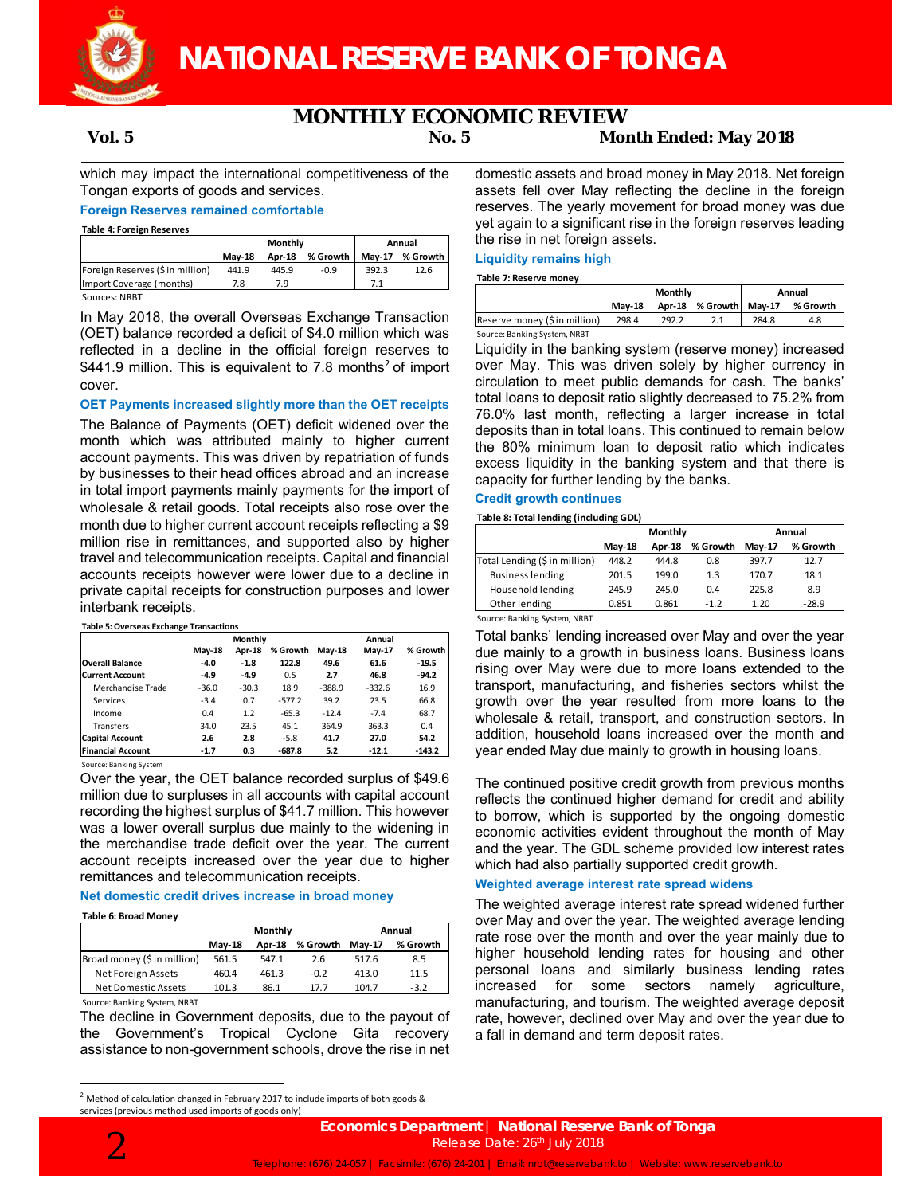which may impact the international competitiveness of the Tongan exports of goods and services.

### Foreign Reserves remained comfortable

**Table 4: Foreign Reserves**

| | Monthly | | | Annual | |
|---|---|---|---|---|---|
| | May-18 | Apr-18 | % Growth | May-17 | % Growth |
| Foreign Reserves ($ in million) | 441.9 | 445.9 | -0.9 | 392.3 | 12.6 |
| Import Coverage (months) | 7.8 | 7.9 | | 7.1 | |

Sources: NRBT

In May 2018, the overall Overseas Exchange Transaction (OET) balance recorded a deficit of $4.0 million which was reflected in a decline in the official foreign reserves to $441.9 million. This is equivalent to 7.8 months[2] of import cover.

### OET Payments increased slightly more than the OET receipts

The Balance of Payments (OET) deficit widened over the month which was attributed mainly to higher current account payments. This was driven by repatriation of funds by businesses to their head offices abroad and an increase in total import payments mainly payments for the import of wholesale & retail goods. Total receipts also rose over the month due to higher current account receipts reflecting a $9 million rise in remittances, and supported also by higher travel and telecommunication receipts. Capital and financial accounts receipts however were lower due to a decline in private capital receipts for construction purposes and lower interbank receipts.

**Table 5: Overseas Exchange Transactions**

| | Monthly | | | Annual | | |
|---|---|---|---|---|---|---|
| | May-18 | Apr-18 | % Growth | May-18 | May-17 | % Growth |
| **Overall Balance** | **-4.0** | **-1.8** | **122.8** | **49.6** | **61.6** | **-19.5** |
| **Current Account** | **-4.9** | **-4.9** | **0.5** | **2.7** | **46.8** | **-94.2** |
| Merchandise Trade | -36.0 | -30.3 | 18.9 | -388.9 | -332.6 | 16.9 |
| Services | -3.4 | 0.7 | -577.2 | 39.2 | 23.5 | 66.8 |
| Income | 0.4 | 1.2 | -65.3 | -12.4 | -7.4 | 68.7 |
| Transfers | 34.0 | 23.5 | 45.1 | 364.9 | 363.3 | 0.4 |
| **Capital Account** | **2.6** | **2.8** | **-5.8** | **41.7** | **27.0** | **54.2** |
| **Financial Account** | **-1.7** | **0.3** | **-687.8** | **5.2** | **-12.1** | **-143.2** |

Source: Banking System

Over the year, the OET balance recorded surplus of $49.6 million due to surpluses in all accounts with capital account recording the highest surplus of $41.7 million. This however was a lower overall surplus due mainly to the widening in the merchandise trade deficit over the year. The current account receipts increased over the year due to higher remittances and telecommunication receipts.

### Net domestic credit drives increase in broad money

**Table 6: Broad Money**

| | Monthly | | | Annual | |
|---|---|---|---|---|---|
| | May-18 | Apr-18 | % Growth | May-17 | % Growth |
| Broad money ($ in million) | 561.5 | 547.1 | 2.6 | 517.6 | 8.5 |
| Net Foreign Assets | 460.4 | 461.3 | -0.2 | 413.0 | 11.5 |
| Net Domestic Assets | 101.3 | 86.1 | 17.7 | 104.7 | -3.2 |

Source: Banking System, NRBT

The decline in Government deposits, due to the payout of the Government's Tropical Cyclone Gita recovery assistance to non-government schools, drove the rise in net domestic assets and broad money in May 2018. Net foreign assets fell over May reflecting the decline in the foreign reserves. The yearly movement for broad money was due yet again to a significant rise in the foreign reserves leading the rise in net foreign assets.

### Liquidity remains high

**Table 7: Reserve money**

| | Monthly | | | Annual | |
|---|---|---|---|---|---|
| | May-18 | Apr-18 | % Growth | May-17 | % Growth |
| Reserve money ($ in million) | 298.4 | 292.2 | 2.1 | 284.8 | 4.8 |

Source: Banking System, NRBT

Liquidity in the banking system (reserve money) increased over May. This was driven solely by higher currency in circulation to meet public demands for cash. The banks' total loans to deposit ratio slightly decreased to 75.2% from 76.0% last month, reflecting a larger increase in total deposits than in total loans. This continued to remain below the 80% minimum loan to deposit ratio which indicates excess liquidity in the banking system and that there is capacity for further lending by the banks.

### Credit growth continues

**Table 8: Total lending (including GDL)**

| | Monthly | | | Annual | |
|---|---|---|---|---|---|
| | May-18 | Apr-18 | % Growth | May-17 | % Growth |
| Total Lending ($ in million) | 448.2 | 444.8 | 0.8 | 397.7 | 12.7 |
| Business lending | 201.5 | 199.0 | 1.3 | 170.7 | 18.1 |
| Household lending | 245.9 | 245.0 | 0.4 | 225.8 | 8.9 |
| Other lending | 0.851 | 0.861 | -1.2 | 1.20 | -28.9 |

Source: Banking System, NRBT

Total banks' lending increased over May and over the year due mainly to a growth in business loans. Business loans rising over May were due to more loans extended to the transport, manufacturing, and fisheries sectors whilst the growth over the year resulted from more loans to the wholesale & retail, transport, and construction sectors. In addition, household loans increased over the month and year ended May due mainly to growth in housing loans.

The continued positive credit growth from previous months reflects the continued higher demand for credit and ability to borrow, which is supported by the ongoing domestic economic activities evident throughout the month of May and the year. The GDL scheme provided low interest rates which had also partially supported credit growth.

### Weighted average interest rate spread widens

The weighted average interest rate spread widened further over May and over the year. The weighted average lending rate rose over the month and over the year mainly due to higher household lending rates for housing and other personal loans and similarly business lending rates increased for some sectors namely agriculture, manufacturing, and tourism. The weighted average deposit rate, however, declined over May and over the year due to a fall in demand and term deposit rates.

[2] Method of calculation changed in February 2017 to include imports of both goods & services (previous method used imports of goods only)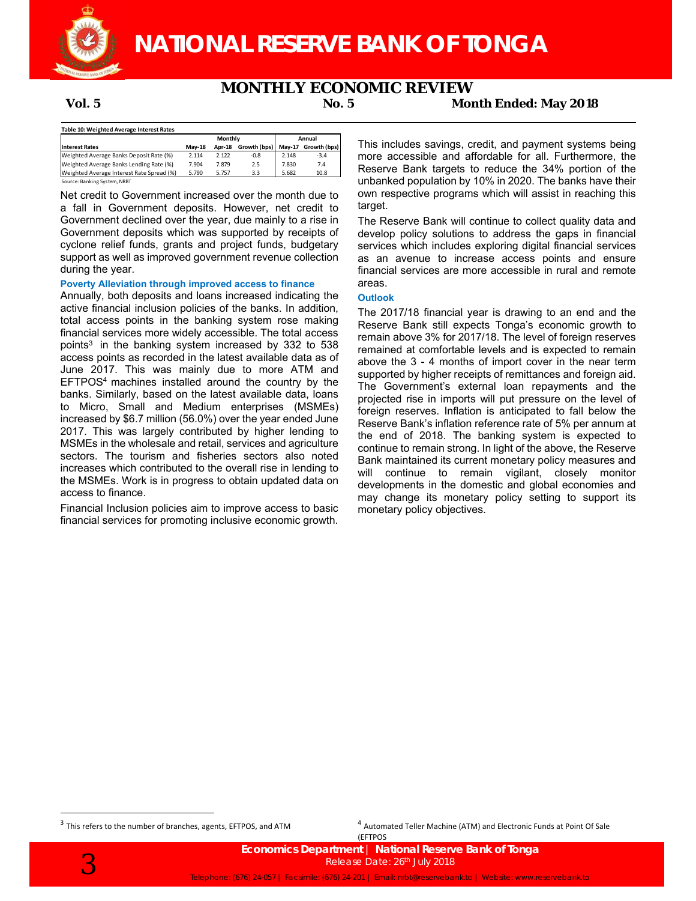Table 10: Weighted Average Interest Rates

| Interest Rates | Monthly | | | Annual | |
|---|---|---|---|---|---|
| | May-18 | Apr-18 | Growth (bps) | May-17 | Growth (bps) |
| Weighted Average Banks Deposit Rate (%) | 2.114 | 2.122 | -0.8 | 2.148 | -3.4 |
| Weighted Average Banks Lending Rate (%) | 7.904 | 7.879 | 2.5 | 7.830 | 7.4 |
| Weighted Average Interest Rate Spread (%) | 5.790 | 5.757 | 3.3 | 5.682 | 10.8 |

Source: Banking System, NRBT

Net credit to Government increased over the month due to a fall in Government deposits. However, net credit to Government declined over the year, due mainly to a rise in Government deposits which was supported by receipts of cyclone relief funds, grants and project funds, budgetary support as well as improved government revenue collection during the year.

### Poverty Alleviation through improved access to finance

Annually, both deposits and loans increased indicating the active financial inclusion policies of the banks. In addition, total access points in the banking system rose making financial services more widely accessible. The total access points[3] in the banking system increased by 332 to 538 access points as recorded in the latest available data as of June 2017. This was mainly due to more ATM and EFTPOS[4] machines installed around the country by the banks. Similarly, based on the latest available data, loans to Micro, Small and Medium enterprises (MSMEs) increased by $6.7 million (56.0%) over the year ended June 2017. This was largely contributed by higher lending to MSMEs in the wholesale and retail, services and agriculture sectors. The tourism and fisheries sectors also noted increases which contributed to the overall rise in lending to the MSMEs. Work is in progress to obtain updated data on access to finance.

Financial Inclusion policies aim to improve access to basic financial services for promoting inclusive economic growth. This includes savings, credit, and payment systems being more accessible and affordable for all. Furthermore, the Reserve Bank targets to reduce the 34% portion of the unbanked population by 10% in 2020. The banks have their own respective programs which will assist in reaching this target.

The Reserve Bank will continue to collect quality data and develop policy solutions to address the gaps in financial services which includes exploring digital financial services as an avenue to increase access points and ensure financial services are more accessible in rural and remote areas.

### Outlook

The 2017/18 financial year is drawing to an end and the Reserve Bank still expects Tonga's economic growth to remain above 3% for 2017/18. The level of foreign reserves remained at comfortable levels and is expected to remain above the 3 - 4 months of import cover in the near term supported by higher receipts of remittances and foreign aid. The Government's external loan repayments and the projected rise in imports will put pressure on the level of foreign reserves. Inflation is anticipated to fall below the Reserve Bank's inflation reference rate of 5% per annum at the end of 2018. The banking system is expected to continue to remain strong. In light of the above, the Reserve Bank maintained its current monetary policy measures and will continue to remain vigilant, closely monitor developments in the domestic and global economies and may change its monetary policy setting to support its monetary policy objectives.

[3] This refers to the number of branches, agents, EFTPOS, and ATM

[4] Automated Teller Machine (ATM) and Electronic Funds at Point Of Sale (EFTPOS